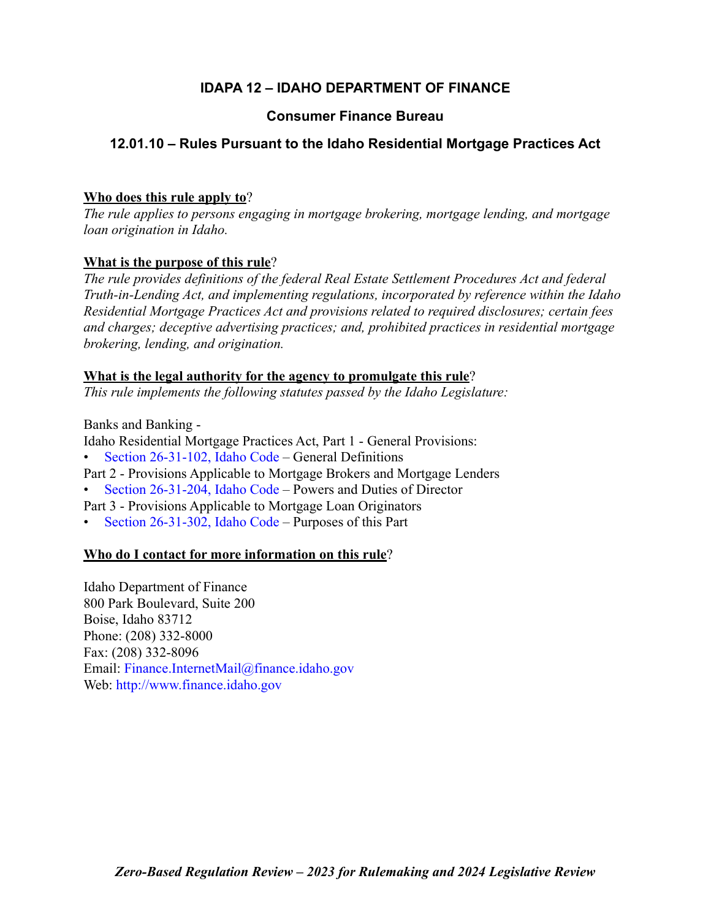# IDAPA 12 – IDAHO DEPARTMENT OF FINANCE

## Consumer Finance Bureau

## 12.01.10 – Rules Pursuant to the Idaho Residential Mortgage Practices Act

**Who does this rule apply to**?

*The rule applies to persons engaging in mortgage brokering, mortgage lending, and mortgage loan origination in Idaho.*

**What is the purpose of this rule**?

*The rule provides definitions of the federal Real Estate Settlement Procedures Act and federal Truth-in-Lending Act, and implementing regulations, incorporated by reference within the Idaho Residential Mortgage Practices Act and provisions related to required disclosures; certain fees and charges; deceptive advertising practices; and, prohibited practices in residential mortgage brokering, lending, and origination.*

**What is the legal authority for the agency to promulgate this rule**?

*This rule implements the following statutes passed by the Idaho Legislature:*

Banks and Banking -

Idaho Residential Mortgage Practices Act, Part 1 - General Provisions:

- Section 26-31-102, Idaho Code – General Definitions

Part 2 - Provisions Applicable to Mortgage Brokers and Mortgage Lenders

- Section 26-31-204, Idaho Code – Powers and Duties of Director

Part 3 - Provisions Applicable to Mortgage Loan Originators

- Section 26-31-302, Idaho Code – Purposes of this Part

**Who do I contact for more information on this rule**?

Idaho Department of Finance
800 Park Boulevard, Suite 200
Boise, Idaho 83712
Phone: (208) 332-8000
Fax: (208) 332-8096
Email: Finance.InternetMail@finance.idaho.gov
Web: http://www.finance.idaho.gov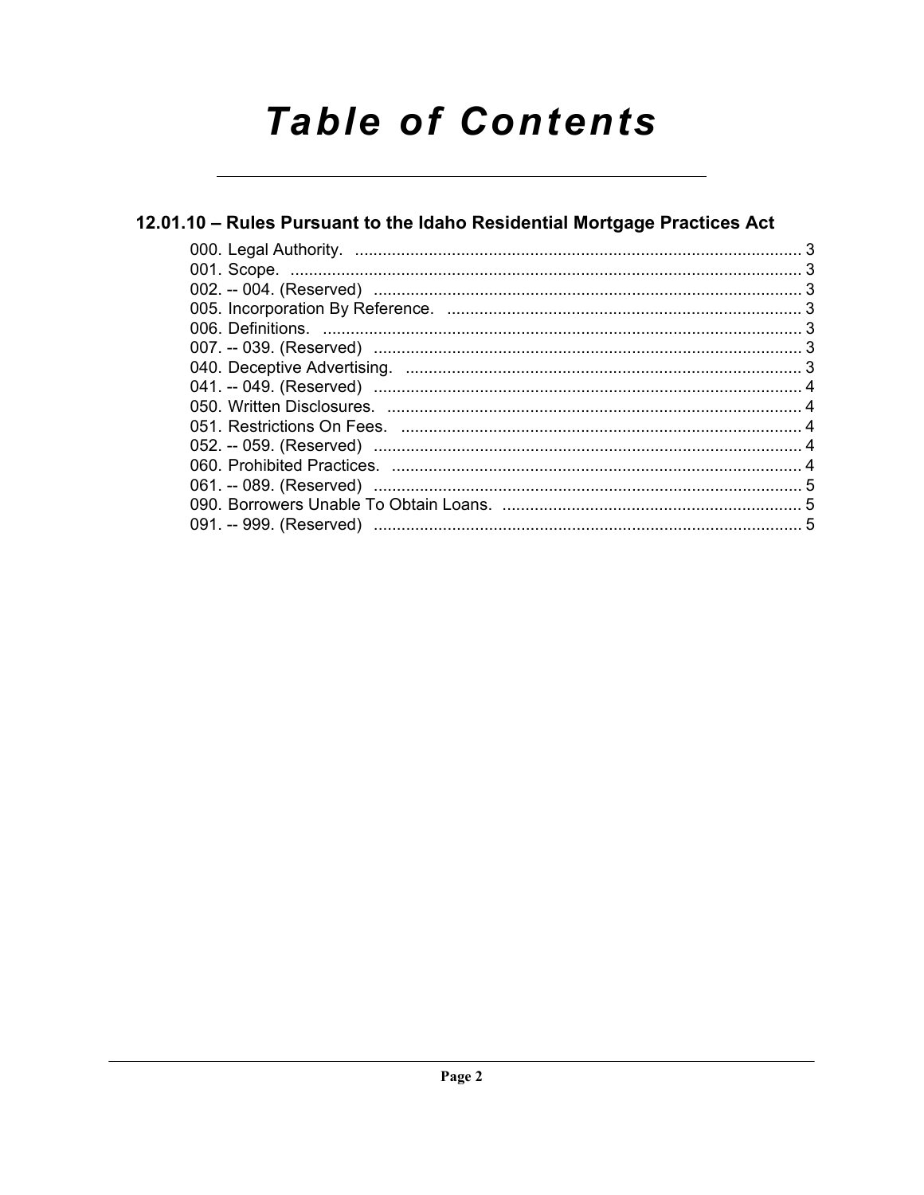# Table of Contents

## 12.01.10 – Rules Pursuant to the Idaho Residential Mortgage Practices Act

000. Legal Authority. ................................................................................................ 3
001. Scope. .............................................................................................................. 3
002. -- 004. (Reserved) ............................................................................................ 3
005. Incorporation By Reference. ............................................................................ 3
006. Definitions. ....................................................................................................... 3
007. -- 039. (Reserved) ............................................................................................ 3
040. Deceptive Advertising. ..................................................................................... 3
041. -- 049. (Reserved) ............................................................................................ 4
050. Written Disclosures. .......................................................................................... 4
051. Restrictions On Fees. ....................................................................................... 4
052. -- 059. (Reserved) ............................................................................................ 4
060. Prohibited Practices. ......................................................................................... 4
061. -- 089. (Reserved) ............................................................................................ 5
090. Borrowers Unable To Obtain Loans. ................................................................ 5
091. -- 999. (Reserved) ............................................................................................ 5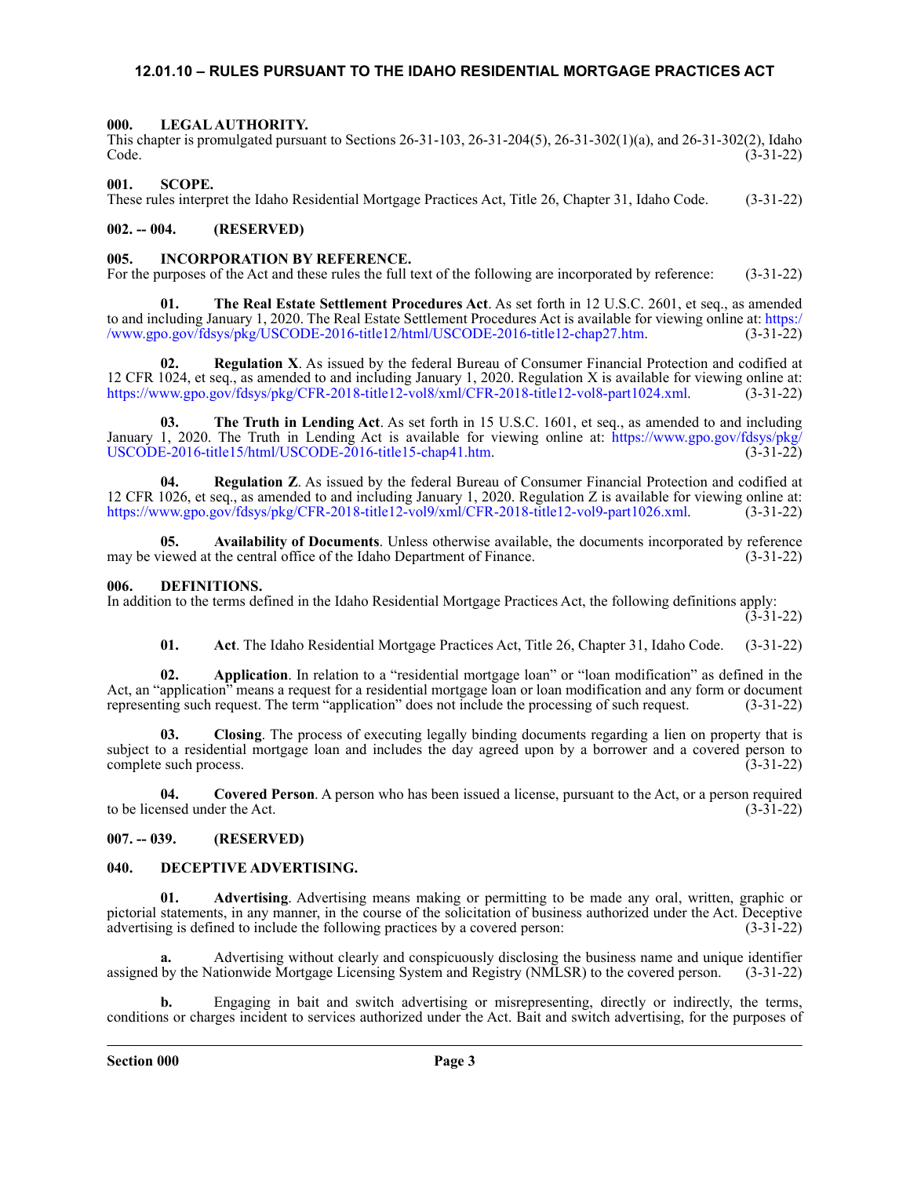# 12.01.10 – RULES PURSUANT TO THE IDAHO RESIDENTIAL MORTGAGE PRACTICES ACT

### 000. LEGAL AUTHORITY.

This chapter is promulgated pursuant to Sections 26-31-103, 26-31-204(5), 26-31-302(1)(a), and 26-31-302(2), Idaho Code. (3-31-22)

### 001. SCOPE.

These rules interpret the Idaho Residential Mortgage Practices Act, Title 26, Chapter 31, Idaho Code. (3-31-22)

### 002. -- 004. (RESERVED)

### 005. INCORPORATION BY REFERENCE.

For the purposes of the Act and these rules the full text of the following are incorporated by reference: (3-31-22)

**01. The Real Estate Settlement Procedures Act**. As set forth in 12 U.S.C. 2601, et seq., as amended to and including January 1, 2020. The Real Estate Settlement Procedures Act is available for viewing online at: https://www.gpo.gov/fdsys/pkg/USCODE-2016-title12/html/USCODE-2016-title12-chap27.htm. (3-31-22)

**02. Regulation X**. As issued by the federal Bureau of Consumer Financial Protection and codified at 12 CFR 1024, et seq., as amended to and including January 1, 2020. Regulation X is available for viewing online at: https://www.gpo.gov/fdsys/pkg/CFR-2018-title12-vol8/xml/CFR-2018-title12-vol8-part1024.xml. (3-31-22)

**03. The Truth in Lending Act**. As set forth in 15 U.S.C. 1601, et seq., as amended to and including January 1, 2020. The Truth in Lending Act is available for viewing online at: https://www.gpo.gov/fdsys/pkg/USCODE-2016-title15/html/USCODE-2016-title15-chap41.htm. (3-31-22)

**04. Regulation Z**. As issued by the federal Bureau of Consumer Financial Protection and codified at 12 CFR 1026, et seq., as amended to and including January 1, 2020. Regulation Z is available for viewing online at: https://www.gpo.gov/fdsys/pkg/CFR-2018-title12-vol9/xml/CFR-2018-title12-vol9-part1026.xml. (3-31-22)

**05. Availability of Documents**. Unless otherwise available, the documents incorporated by reference may be viewed at the central office of the Idaho Department of Finance. (3-31-22)

### 006. DEFINITIONS.

In addition to the terms defined in the Idaho Residential Mortgage Practices Act, the following definitions apply: (3-31-22)

**01. Act**. The Idaho Residential Mortgage Practices Act, Title 26, Chapter 31, Idaho Code. (3-31-22)

**02. Application**. In relation to a "residential mortgage loan" or "loan modification" as defined in the Act, an "application" means a request for a residential mortgage loan or loan modification and any form or document representing such request. The term "application" does not include the processing of such request. (3-31-22)

**03. Closing**. The process of executing legally binding documents regarding a lien on property that is subject to a residential mortgage loan and includes the day agreed upon by a borrower and a covered person to complete such process. (3-31-22)

**04. Covered Person**. A person who has been issued a license, pursuant to the Act, or a person required to be licensed under the Act. (3-31-22)

### 007. -- 039. (RESERVED)

### 040. DECEPTIVE ADVERTISING.

**01. Advertising**. Advertising means making or permitting to be made any oral, written, graphic or pictorial statements, in any manner, in the course of the solicitation of business authorized under the Act. Deceptive advertising is defined to include the following practices by a covered person: (3-31-22)

**a.** Advertising without clearly and conspicuously disclosing the business name and unique identifier assigned by the Nationwide Mortgage Licensing System and Registry (NMLSR) to the covered person. (3-31-22)

**b.** Engaging in bait and switch advertising or misrepresenting, directly or indirectly, the terms, conditions or charges incident to services authorized under the Act. Bait and switch advertising, for the purposes of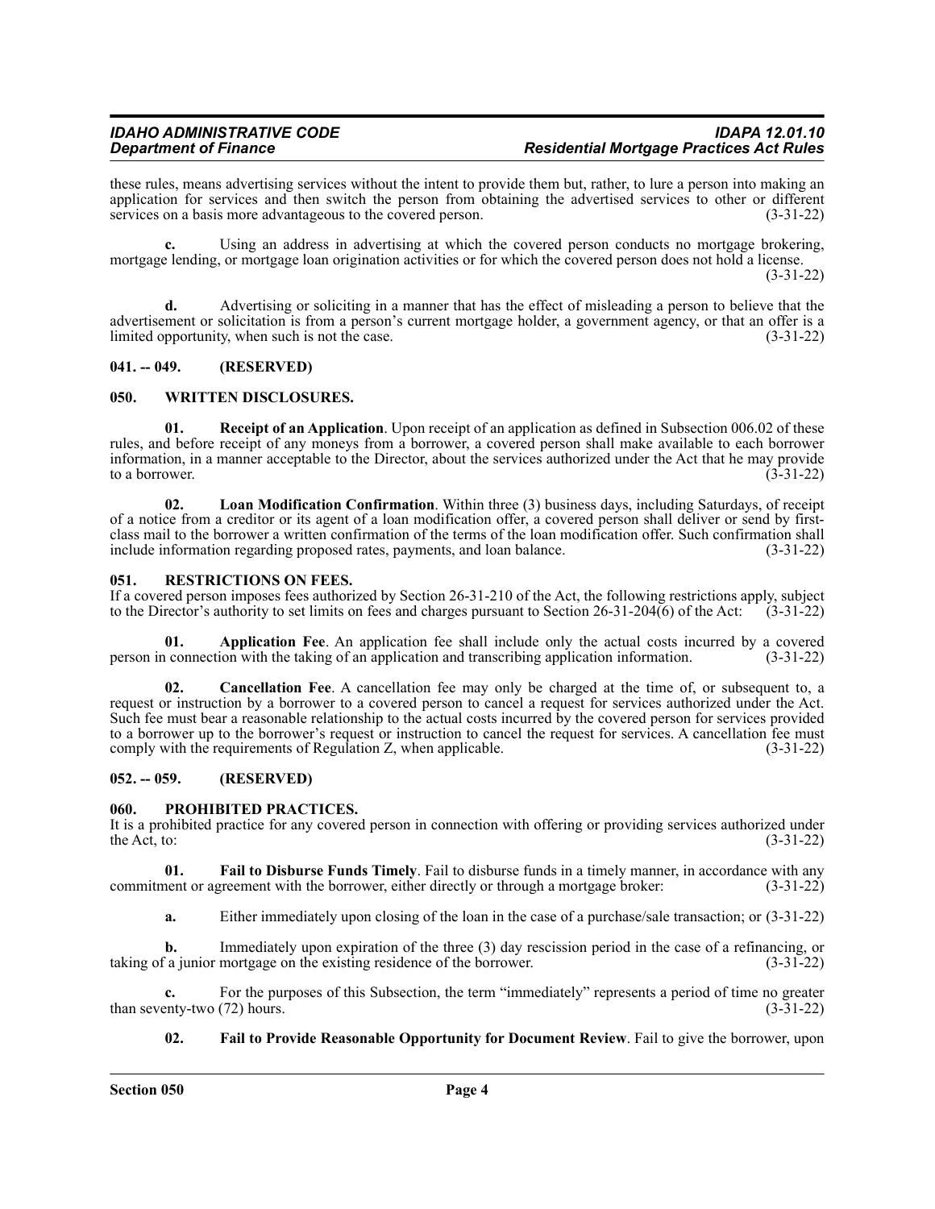these rules, means advertising services without the intent to provide them but, rather, to lure a person into making an application for services and then switch the person from obtaining the advertised services to other or different services on a basis more advantageous to the covered person. (3-31-22)

**c.** Using an address in advertising at which the covered person conducts no mortgage brokering, mortgage lending, or mortgage loan origination activities or for which the covered person does not hold a license. (3-31-22)

**d.** Advertising or soliciting in a manner that has the effect of misleading a person to believe that the advertisement or solicitation is from a person's current mortgage holder, a government agency, or that an offer is a limited opportunity, when such is not the case. (3-31-22)

## 041. -- 049. (RESERVED)

## 050. WRITTEN DISCLOSURES.

**01. Receipt of an Application**. Upon receipt of an application as defined in Subsection 006.02 of these rules, and before receipt of any moneys from a borrower, a covered person shall make available to each borrower information, in a manner acceptable to the Director, about the services authorized under the Act that he may provide to a borrower. (3-31-22)

**02. Loan Modification Confirmation**. Within three (3) business days, including Saturdays, of receipt of a notice from a creditor or its agent of a loan modification offer, a covered person shall deliver or send by first-class mail to the borrower a written confirmation of the terms of the loan modification offer. Such confirmation shall include information regarding proposed rates, payments, and loan balance. (3-31-22)

## 051. RESTRICTIONS ON FEES.

If a covered person imposes fees authorized by Section 26-31-210 of the Act, the following restrictions apply, subject to the Director's authority to set limits on fees and charges pursuant to Section 26-31-204(6) of the Act: (3-31-22)

**01. Application Fee**. An application fee shall include only the actual costs incurred by a covered person in connection with the taking of an application and transcribing application information. (3-31-22)

**02. Cancellation Fee**. A cancellation fee may only be charged at the time of, or subsequent to, a request or instruction by a borrower to a covered person to cancel a request for services authorized under the Act. Such fee must bear a reasonable relationship to the actual costs incurred by the covered person for services provided to a borrower up to the borrower's request or instruction to cancel the request for services. A cancellation fee must comply with the requirements of Regulation Z, when applicable. (3-31-22)

## 052. -- 059. (RESERVED)

## 060. PROHIBITED PRACTICES.

It is a prohibited practice for any covered person in connection with offering or providing services authorized under the Act, to: (3-31-22)

**01. Fail to Disburse Funds Timely**. Fail to disburse funds in a timely manner, in accordance with any commitment or agreement with the borrower, either directly or through a mortgage broker: (3-31-22)

**a.** Either immediately upon closing of the loan in the case of a purchase/sale transaction; or (3-31-22)

**b.** Immediately upon expiration of the three (3) day rescission period in the case of a refinancing, or taking of a junior mortgage on the existing residence of the borrower. (3-31-22)

**c.** For the purposes of this Subsection, the term "immediately" represents a period of time no greater than seventy-two (72) hours. (3-31-22)

**02. Fail to Provide Reasonable Opportunity for Document Review**. Fail to give the borrower, upon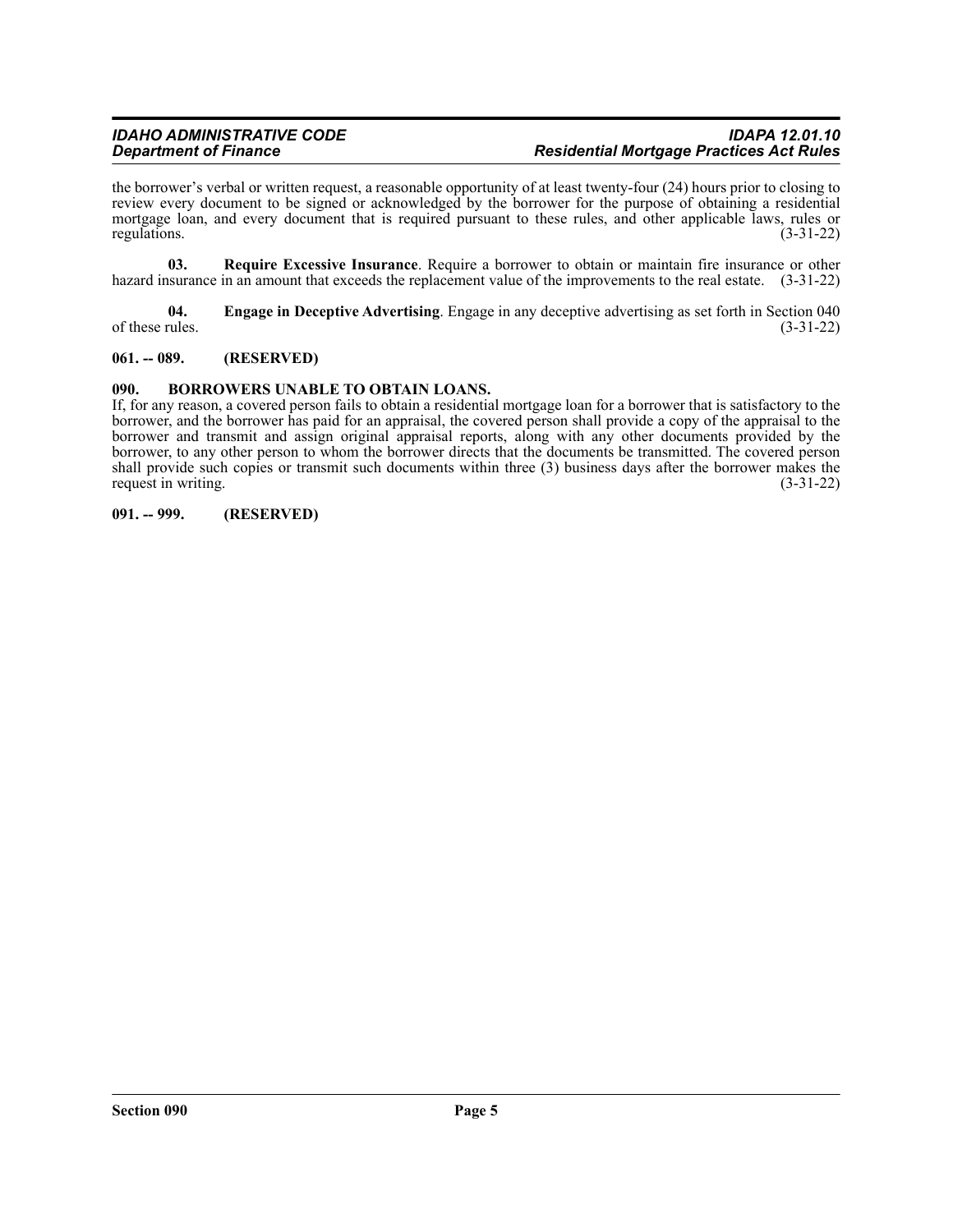the borrower's verbal or written request, a reasonable opportunity of at least twenty-four (24) hours prior to closing to review every document to be signed or acknowledged by the borrower for the purpose of obtaining a residential mortgage loan, and every document that is required pursuant to these rules, and other applicable laws, rules or regulations. (3-31-22)

**03. Require Excessive Insurance**. Require a borrower to obtain or maintain fire insurance or other hazard insurance in an amount that exceeds the replacement value of the improvements to the real estate. (3-31-22)

**04. Engage in Deceptive Advertising**. Engage in any deceptive advertising as set forth in Section 040 of these rules. (3-31-22)

**061. -- 089. (RESERVED)**

**090. BORROWERS UNABLE TO OBTAIN LOANS.**

If, for any reason, a covered person fails to obtain a residential mortgage loan for a borrower that is satisfactory to the borrower, and the borrower has paid for an appraisal, the covered person shall provide a copy of the appraisal to the borrower and transmit and assign original appraisal reports, along with any other documents provided by the borrower, to any other person to whom the borrower directs that the documents be transmitted. The covered person shall provide such copies or transmit such documents within three (3) business days after the borrower makes the request in writing. (3-31-22)

**091. -- 999. (RESERVED)**